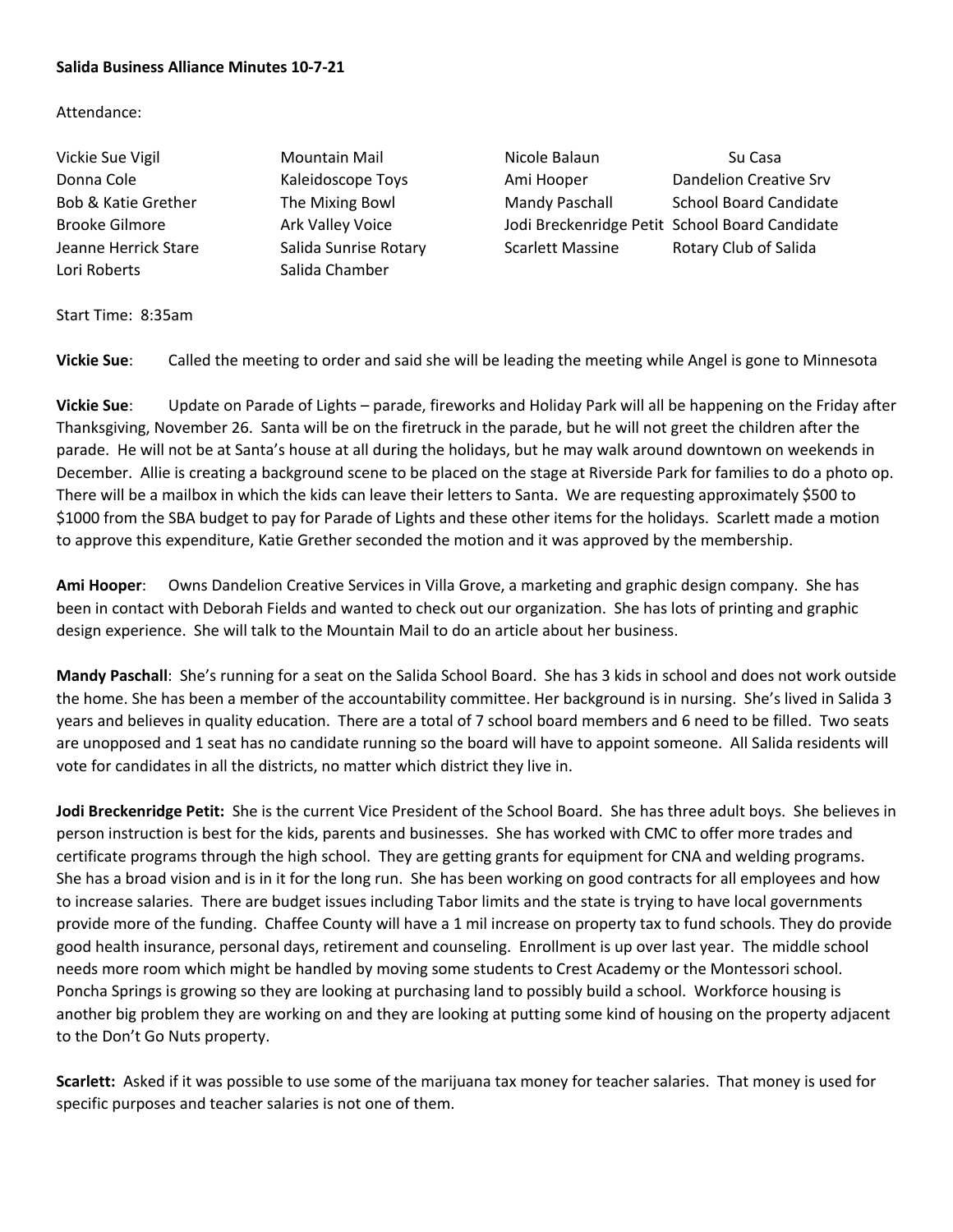**Salida Business Alliance Minutes 10-7-21**

Attendance:

| | | | |
|---|---|---|---|
| Vickie Sue Vigil | Mountain Mail | Nicole Balaun | Su Casa |
| Donna Cole | Kaleidoscope Toys | Ami Hooper | Dandelion Creative Srv |
| Bob & Katie Grether | The Mixing Bowl | Mandy Paschall | School Board Candidate |
| Brooke Gilmore | Ark Valley Voice | Jodi Breckenridge Petit | School Board Candidate |
| Jeanne Herrick Stare | Salida Sunrise Rotary | Scarlett Massine | Rotary Club of Salida |
| Lori Roberts | Salida Chamber | | |

Start Time: 8:35am

**Vickie Sue**: Called the meeting to order and said she will be leading the meeting while Angel is gone to Minnesota

**Vickie Sue**: Update on Parade of Lights – parade, fireworks and Holiday Park will all be happening on the Friday after Thanksgiving, November 26. Santa will be on the firetruck in the parade, but he will not greet the children after the parade. He will not be at Santa's house at all during the holidays, but he may walk around downtown on weekends in December. Allie is creating a background scene to be placed on the stage at Riverside Park for families to do a photo op. There will be a mailbox in which the kids can leave their letters to Santa. We are requesting approximately $500 to $1000 from the SBA budget to pay for Parade of Lights and these other items for the holidays. Scarlett made a motion to approve this expenditure, Katie Grether seconded the motion and it was approved by the membership.

**Ami Hooper**: Owns Dandelion Creative Services in Villa Grove, a marketing and graphic design company. She has been in contact with Deborah Fields and wanted to check out our organization. She has lots of printing and graphic design experience. She will talk to the Mountain Mail to do an article about her business.

**Mandy Paschall**: She's running for a seat on the Salida School Board. She has 3 kids in school and does not work outside the home. She has been a member of the accountability committee. Her background is in nursing. She's lived in Salida 3 years and believes in quality education. There are a total of 7 school board members and 6 need to be filled. Two seats are unopposed and 1 seat has no candidate running so the board will have to appoint someone. All Salida residents will vote for candidates in all the districts, no matter which district they live in.

**Jodi Breckenridge Petit:** She is the current Vice President of the School Board. She has three adult boys. She believes in person instruction is best for the kids, parents and businesses. She has worked with CMC to offer more trades and certificate programs through the high school. They are getting grants for equipment for CNA and welding programs. She has a broad vision and is in it for the long run. She has been working on good contracts for all employees and how to increase salaries. There are budget issues including Tabor limits and the state is trying to have local governments provide more of the funding. Chaffee County will have a 1 mil increase on property tax to fund schools. They do provide good health insurance, personal days, retirement and counseling. Enrollment is up over last year. The middle school needs more room which might be handled by moving some students to Crest Academy or the Montessori school. Poncha Springs is growing so they are looking at purchasing land to possibly build a school. Workforce housing is another big problem they are working on and they are looking at putting some kind of housing on the property adjacent to the Don't Go Nuts property.

**Scarlett:** Asked if it was possible to use some of the marijuana tax money for teacher salaries. That money is used for specific purposes and teacher salaries is not one of them.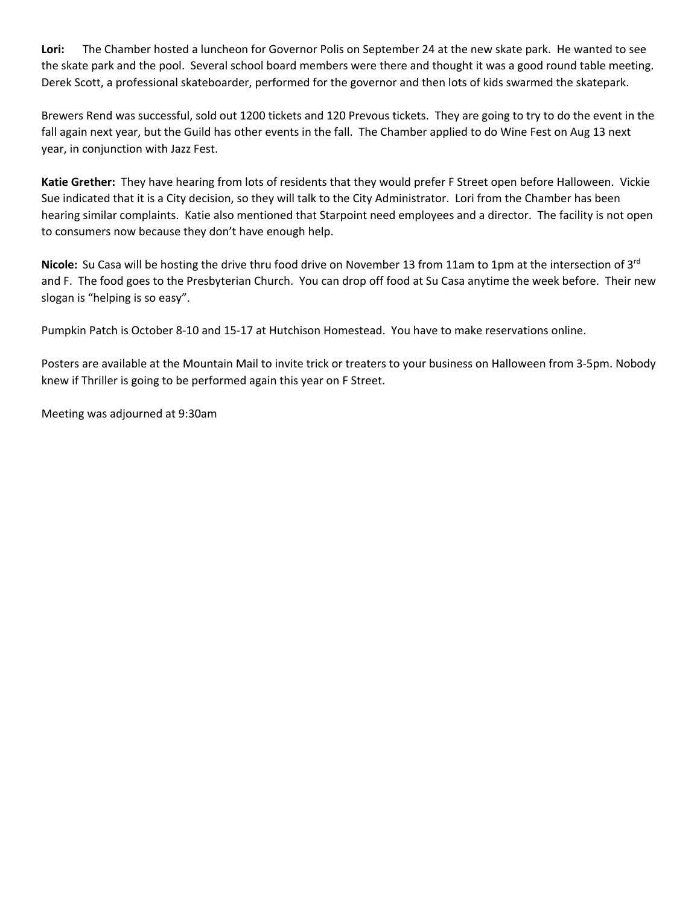**Lori:** The Chamber hosted a luncheon for Governor Polis on September 24 at the new skate park. He wanted to see the skate park and the pool. Several school board members were there and thought it was a good round table meeting. Derek Scott, a professional skateboarder, performed for the governor and then lots of kids swarmed the skatepark.

Brewers Rend was successful, sold out 1200 tickets and 120 Prevous tickets. They are going to try to do the event in the fall again next year, but the Guild has other events in the fall. The Chamber applied to do Wine Fest on Aug 13 next year, in conjunction with Jazz Fest.

**Katie Grether:** They have hearing from lots of residents that they would prefer F Street open before Halloween. Vickie Sue indicated that it is a City decision, so they will talk to the City Administrator. Lori from the Chamber has been hearing similar complaints. Katie also mentioned that Starpoint need employees and a director. The facility is not open to consumers now because they don't have enough help.

**Nicole:** Su Casa will be hosting the drive thru food drive on November 13 from 11am to 1pm at the intersection of 3rd and F. The food goes to the Presbyterian Church. You can drop off food at Su Casa anytime the week before. Their new slogan is "helping is so easy".

Pumpkin Patch is October 8-10 and 15-17 at Hutchison Homestead. You have to make reservations online.

Posters are available at the Mountain Mail to invite trick or treaters to your business on Halloween from 3-5pm. Nobody knew if Thriller is going to be performed again this year on F Street.

Meeting was adjourned at 9:30am